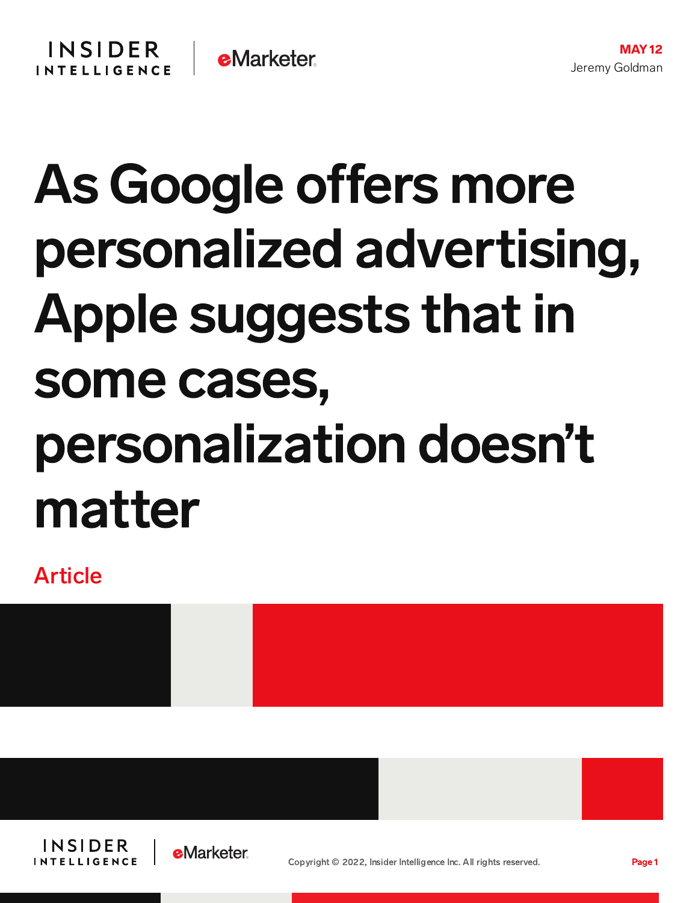MAY 12
Jeremy Goldman

# As Google offers more personalized advertising, Apple suggests that in some cases, personalization doesn't matter

Article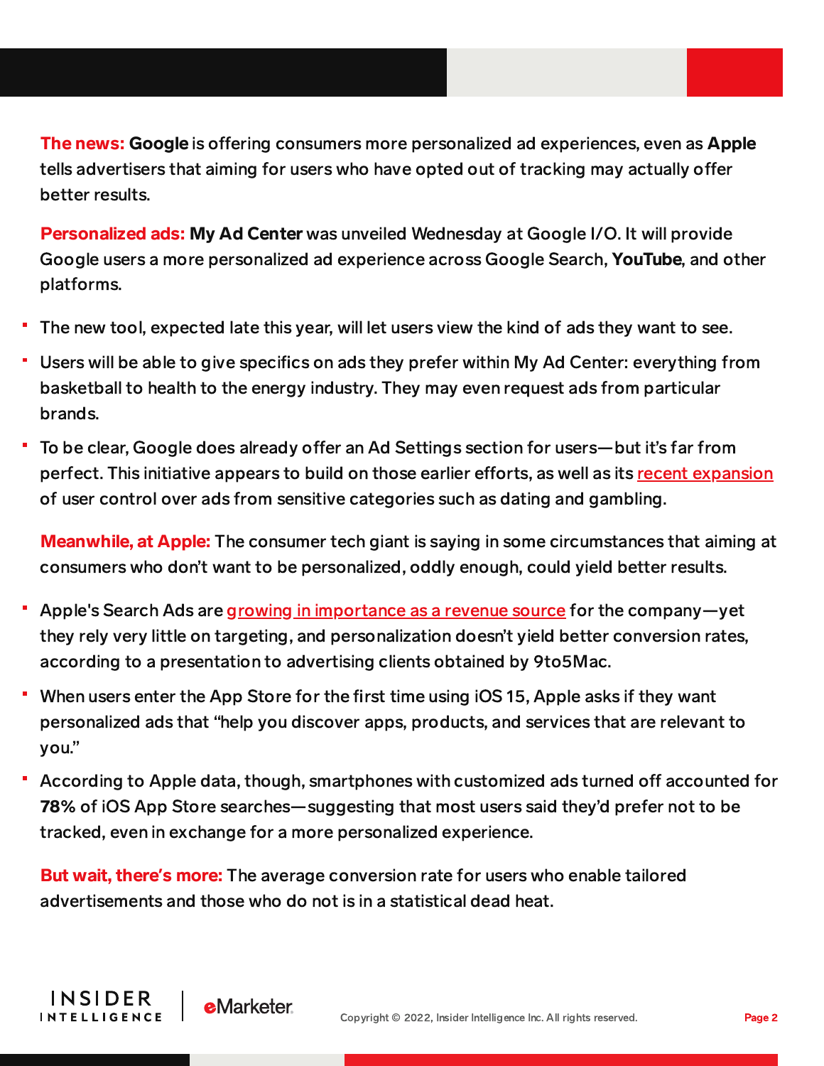**The news:** **Google** is offering consumers more personalized ad experiences, even as **Apple** tells advertisers that aiming for users who have opted out of tracking may actually offer better results.

**Personalized ads:** **My Ad Center** was unveiled Wednesday at Google I/O. It will provide Google users a more personalized ad experience across Google Search, **YouTube**, and other platforms.

- The new tool, expected late this year, will let users view the kind of ads they want to see.
- Users will be able to give specifics on ads they prefer within My Ad Center: everything from basketball to health to the energy industry. They may even request ads from particular brands.
- To be clear, Google does already offer an Ad Settings section for users—but it's far from perfect. This initiative appears to build on those earlier efforts, as well as its recent expansion of user control over ads from sensitive categories such as dating and gambling.

**Meanwhile, at Apple:** The consumer tech giant is saying in some circumstances that aiming at consumers who don't want to be personalized, oddly enough, could yield better results.

- Apple's Search Ads are growing in importance as a revenue source for the company—yet they rely very little on targeting, and personalization doesn't yield better conversion rates, according to a presentation to advertising clients obtained by 9to5Mac.
- When users enter the App Store for the first time using iOS 15, Apple asks if they want personalized ads that "help you discover apps, products, and services that are relevant to you."
- According to Apple data, though, smartphones with customized ads turned off accounted for **78%** of iOS App Store searches—suggesting that most users said they'd prefer not to be tracked, even in exchange for a more personalized experience.

**But wait, there's more:** The average conversion rate for users who enable tailored advertisements and those who do not is in a statistical dead heat.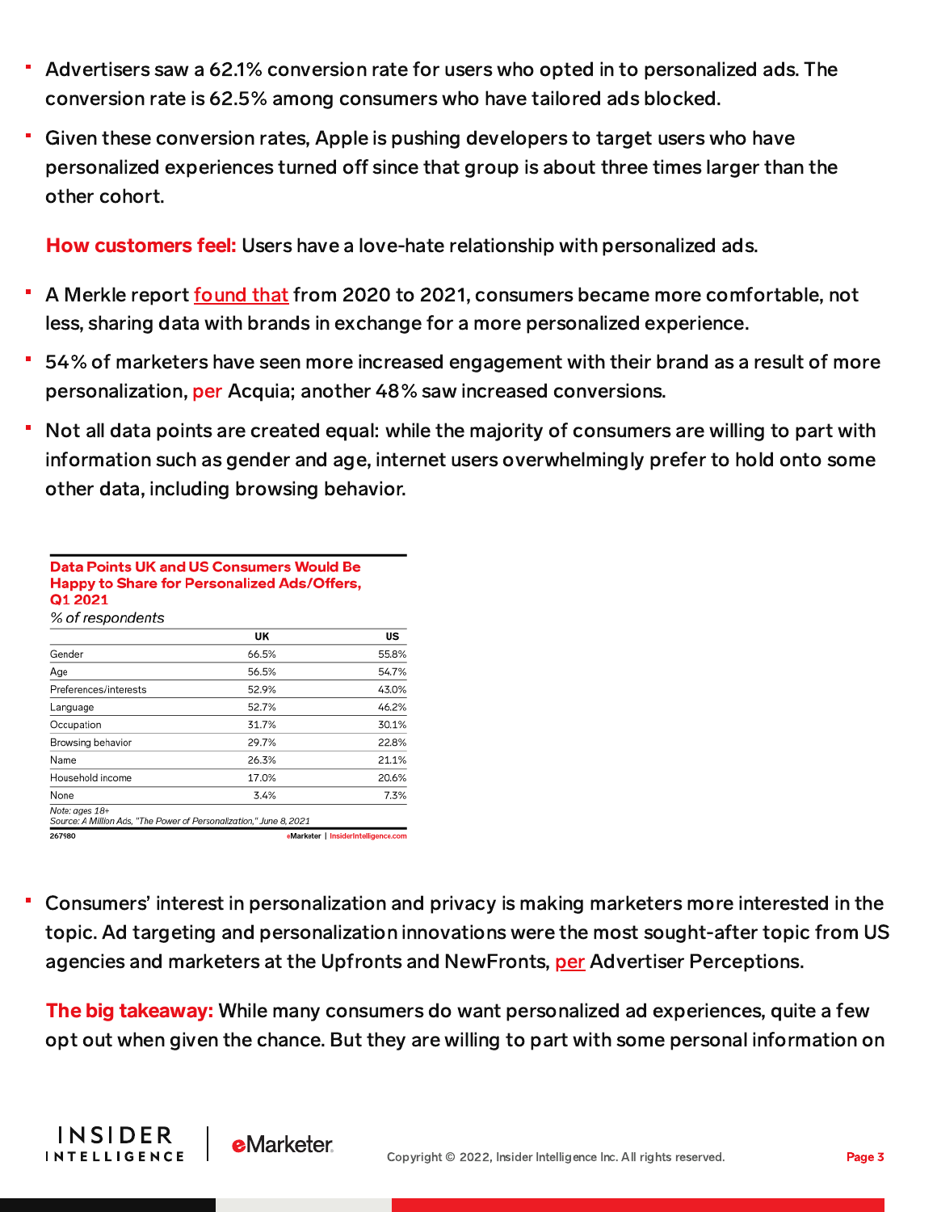- Advertisers saw a 62.1% conversion rate for users who opted in to personalized ads. The conversion rate is 62.5% among consumers who have tailored ads blocked.
- Given these conversion rates, Apple is pushing developers to target users who have personalized experiences turned off since that group is about three times larger than the other cohort.

**How customers feel:** Users have a love-hate relationship with personalized ads.

- A Merkle report found that from 2020 to 2021, consumers became more comfortable, not less, sharing data with brands in exchange for a more personalized experience.
- 54% of marketers have seen more increased engagement with their brand as a result of more personalization, per Acquia; another 48% saw increased conversions.
- Not all data points are created equal: while the majority of consumers are willing to part with information such as gender and age, internet users overwhelmingly prefer to hold onto some other data, including browsing behavior.

**Data Points UK and US Consumers Would Be Happy to Share for Personalized Ads/Offers, Q1 2021**

*% of respondents*

| | UK | US |
|---|---|---|
| Gender | 66.5% | 55.8% |
| Age | 56.5% | 54.7% |
| Preferences/interests | 52.9% | 43.0% |
| Language | 52.7% | 46.2% |
| Occupation | 31.7% | 30.1% |
| Browsing behavior | 29.7% | 22.8% |
| Name | 26.3% | 21.1% |
| Household income | 17.0% | 20.6% |
| None | 3.4% | 7.3% |

*Note: ages 18+*
*Source: A Million Ads, "The Power of Personalization," June 8, 2021*
267980 eMarketer | InsiderIntelligence.com

- Consumers' interest in personalization and privacy is making marketers more interested in the topic. Ad targeting and personalization innovations were the most sought-after topic from US agencies and marketers at the Upfronts and NewFronts, per Advertiser Perceptions.

**The big takeaway:** While many consumers do want personalized ad experiences, quite a few opt out when given the chance. But they are willing to part with some personal information on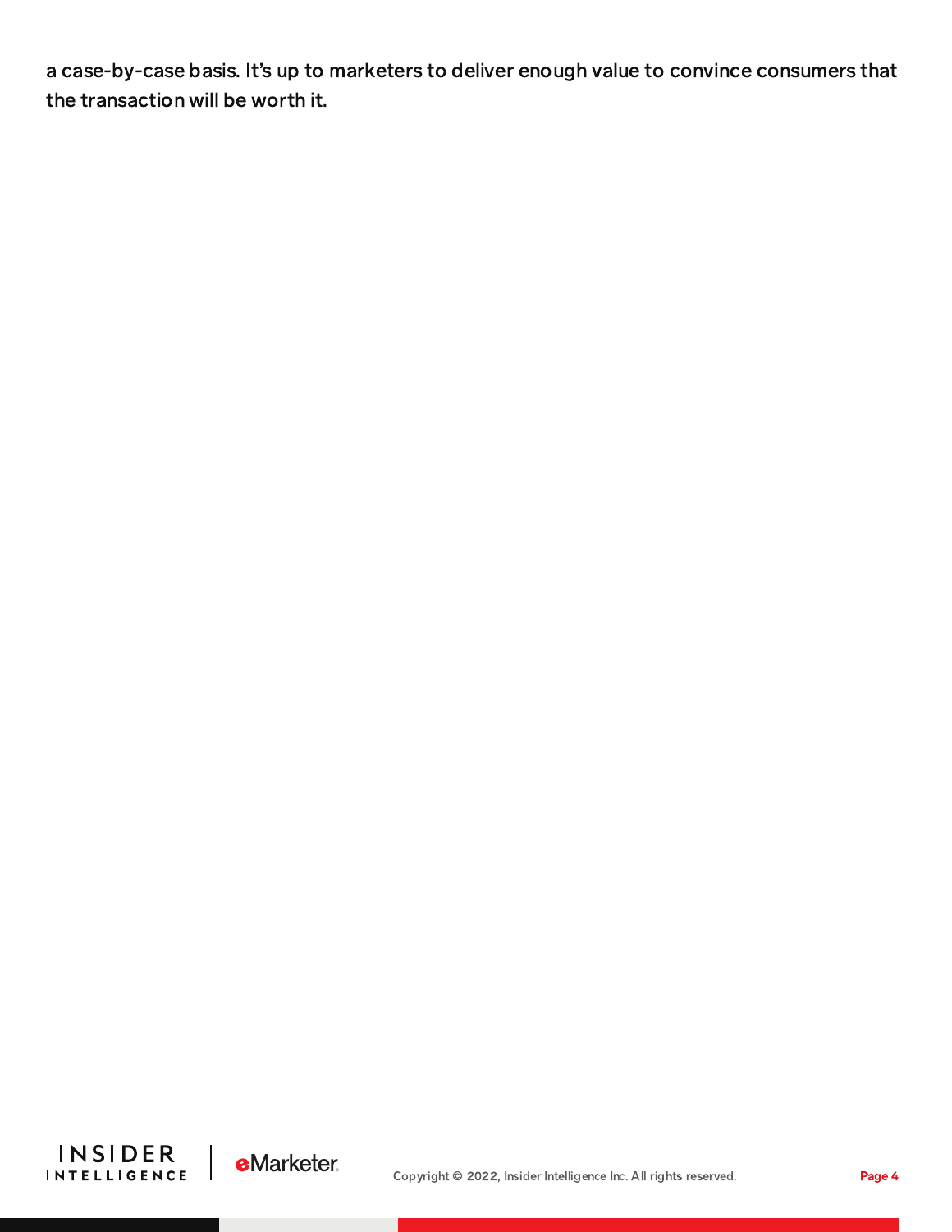a case-by-case basis. It's up to marketers to deliver enough value to convince consumers that the transaction will be worth it.